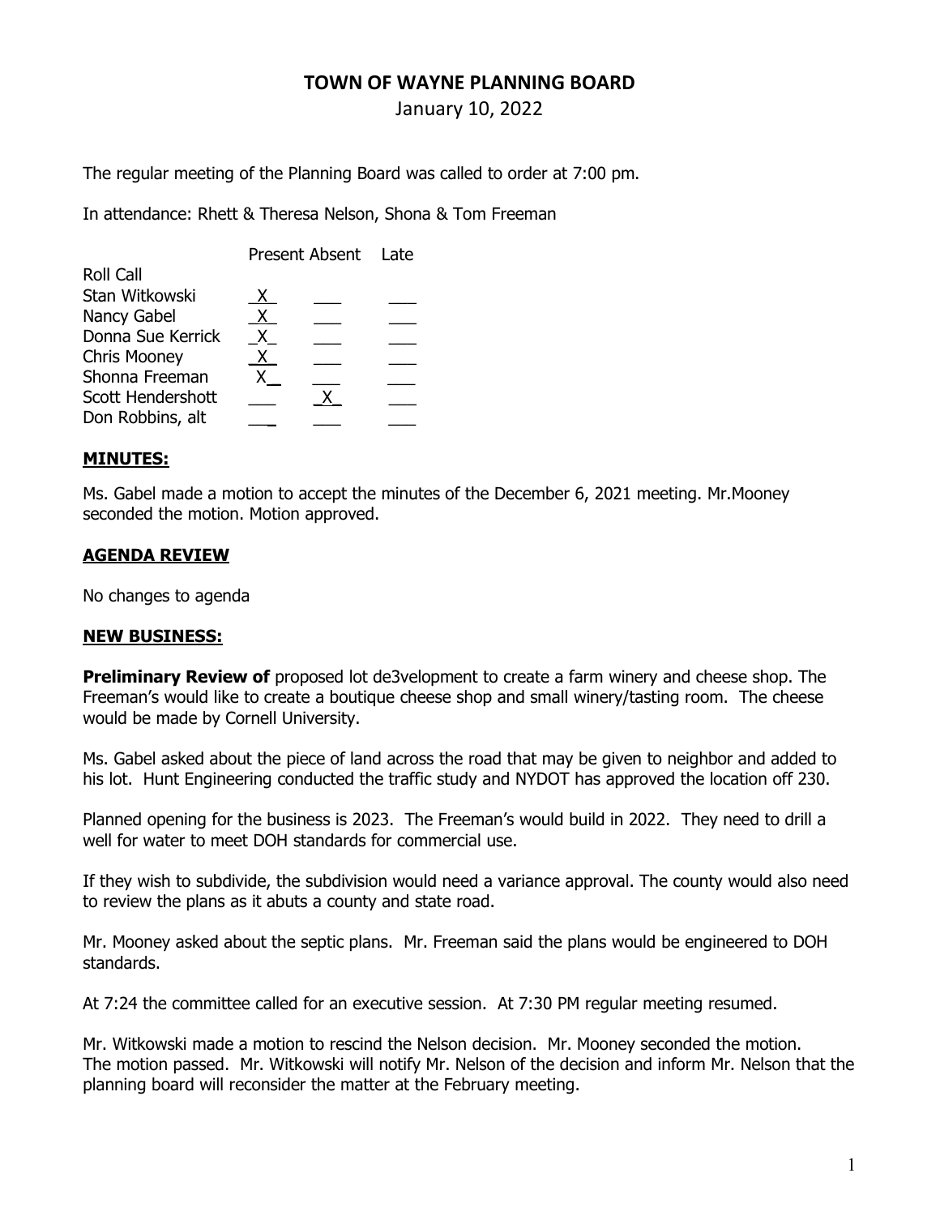# TOWN OF WAYNE PLANNING BOARD

January 10, 2022

The regular meeting of the Planning Board was called to order at 7:00 pm.

In attendance: Rhett & Theresa Nelson, Shona & Tom Freeman

| Roll Call | Present | Absent | Late |
|---|---|---|---|
| Stan Witkowski | X | | |
| Nancy Gabel | X | | |
| Donna Sue Kerrick | X | | |
| Chris Mooney | X | | |
| Shonna Freeman | X | | |
| Scott Hendershott | | X | |
| Don Robbins, alt | | | |

## MINUTES:

Ms. Gabel made a motion to accept the minutes of the December 6, 2021 meeting. Mr.Mooney seconded the motion. Motion approved.

## AGENDA REVIEW

No changes to agenda

## NEW BUSINESS:

**Preliminary Review of** proposed lot de3velopment to create a farm winery and cheese shop. The Freeman's would like to create a boutique cheese shop and small winery/tasting room. The cheese would be made by Cornell University.

Ms. Gabel asked about the piece of land across the road that may be given to neighbor and added to his lot. Hunt Engineering conducted the traffic study and NYDOT has approved the location off 230.

Planned opening for the business is 2023. The Freeman's would build in 2022. They need to drill a well for water to meet DOH standards for commercial use.

If they wish to subdivide, the subdivision would need a variance approval. The county would also need to review the plans as it abuts a county and state road.

Mr. Mooney asked about the septic plans. Mr. Freeman said the plans would be engineered to DOH standards.

At 7:24 the committee called for an executive session. At 7:30 PM regular meeting resumed.

Mr. Witkowski made a motion to rescind the Nelson decision. Mr. Mooney seconded the motion. The motion passed. Mr. Witkowski will notify Mr. Nelson of the decision and inform Mr. Nelson that the planning board will reconsider the matter at the February meeting.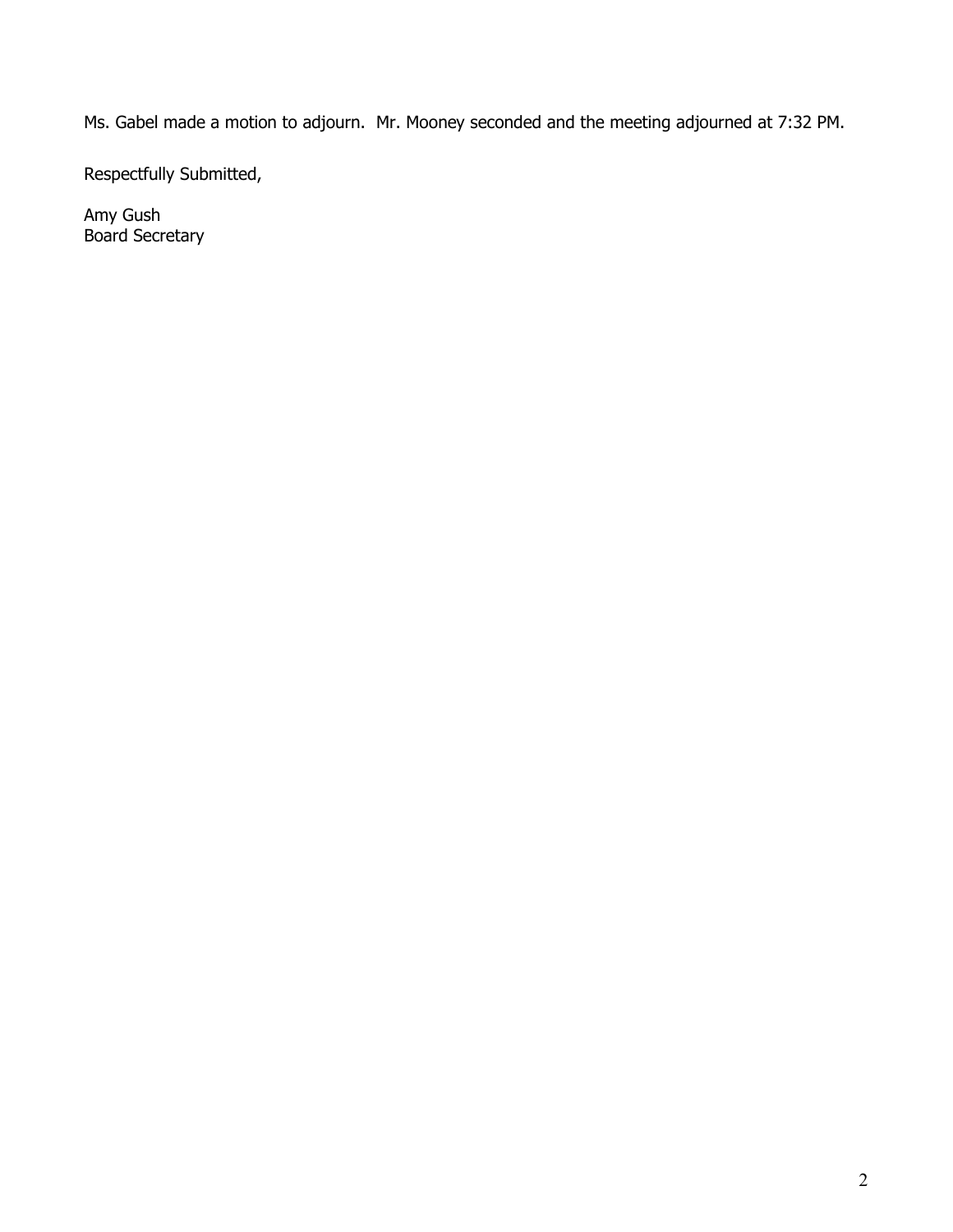Ms. Gabel made a motion to adjourn. Mr. Mooney seconded and the meeting adjourned at 7:32 PM.

Respectfully Submitted,

Amy Gush
Board Secretary